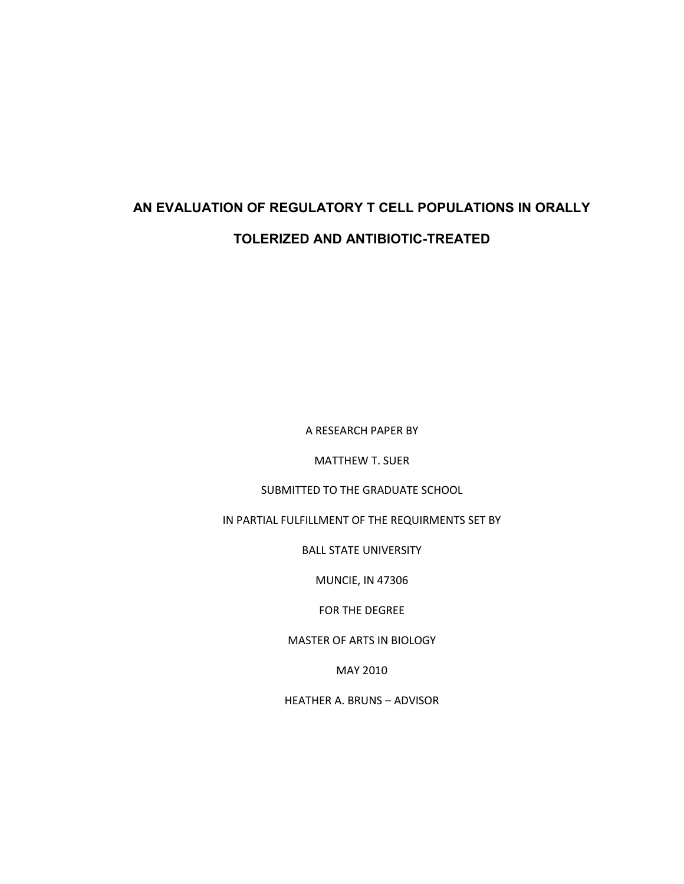# AN EVALUATION OF REGULATORY T CELL POPULATIONS IN ORALLY TOLERIZED AND ANTIBIOTIC-TREATED

A RESEARCH PAPER BY

MATTHEW T. SUER

SUBMITTED TO THE GRADUATE SCHOOL

IN PARTIAL FULFILLMENT OF THE REQUIRMENTS SET BY

BALL STATE UNIVERSITY

MUNCIE, IN 47306

FOR THE DEGREE

MASTER OF ARTS IN BIOLOGY

MAY 2010

HEATHER A. BRUNS – ADVISOR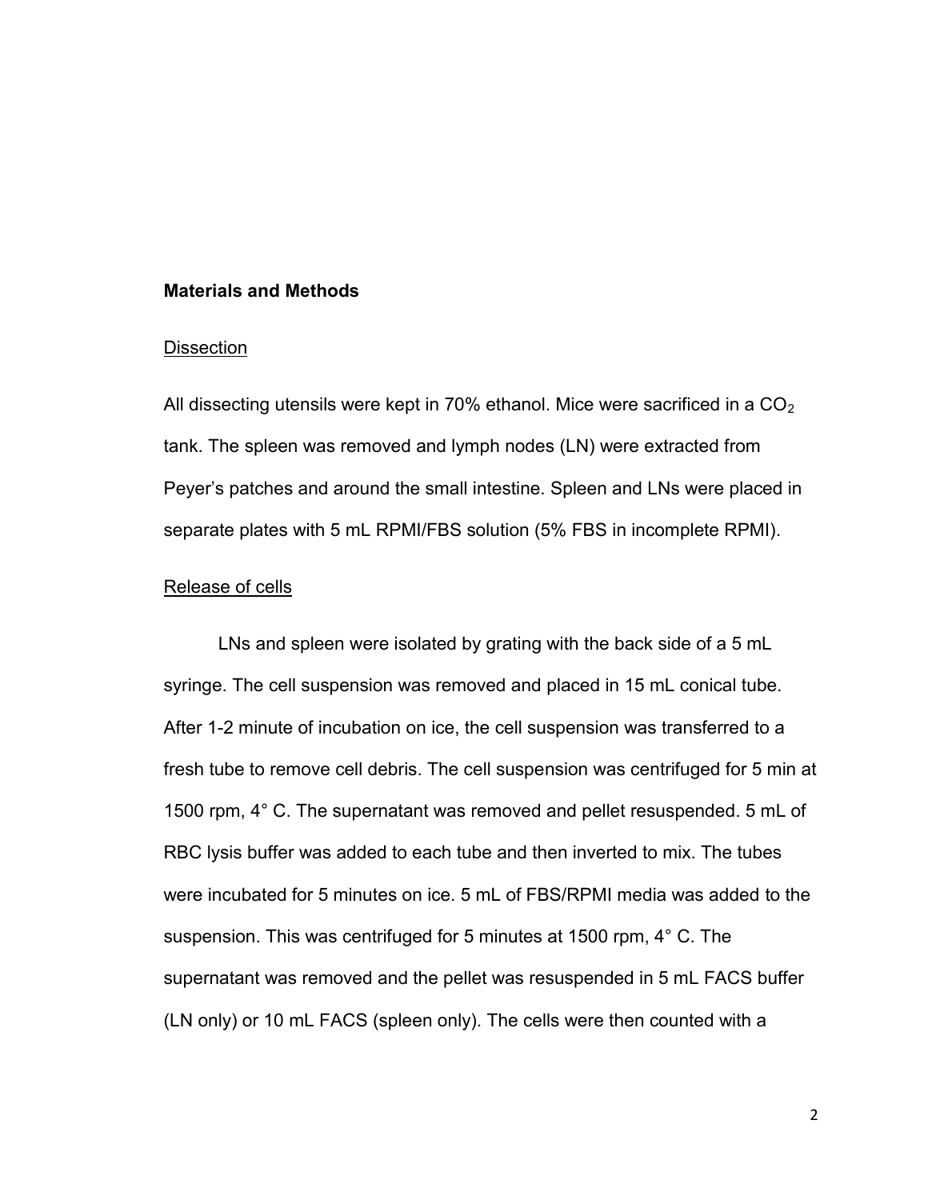## Materials and Methods

### Dissection

All dissecting utensils were kept in 70% ethanol. Mice were sacrificed in a $CO_2$ tank. The spleen was removed and lymph nodes (LN) were extracted from Peyer's patches and around the small intestine. Spleen and LNs were placed in separate plates with 5 mL RPMI/FBS solution (5% FBS in incomplete RPMI).

### Release of cells

LNs and spleen were isolated by grating with the back side of a 5 mL syringe. The cell suspension was removed and placed in 15 mL conical tube. After 1-2 minute of incubation on ice, the cell suspension was transferred to a fresh tube to remove cell debris. The cell suspension was centrifuged for 5 min at 1500 rpm, 4° C. The supernatant was removed and pellet resuspended. 5 mL of RBC lysis buffer was added to each tube and then inverted to mix. The tubes were incubated for 5 minutes on ice. 5 mL of FBS/RPMI media was added to the suspension. This was centrifuged for 5 minutes at 1500 rpm, 4° C. The supernatant was removed and the pellet was resuspended in 5 mL FACS buffer (LN only) or 10 mL FACS (spleen only). The cells were then counted with a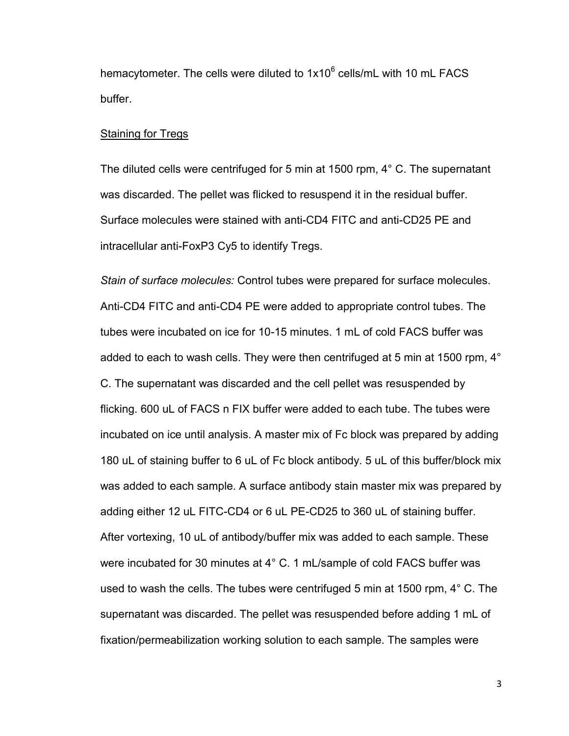hemacytometer. The cells were diluted to $1x10^6$ cells/mL with 10 mL FACS buffer.

<u>Staining for Tregs</u>

The diluted cells were centrifuged for 5 min at 1500 rpm, 4° C. The supernatant was discarded. The pellet was flicked to resuspend it in the residual buffer. Surface molecules were stained with anti-CD4 FITC and anti-CD25 PE and intracellular anti-FoxP3 Cy5 to identify Tregs.

*Stain of surface molecules:* Control tubes were prepared for surface molecules. Anti-CD4 FITC and anti-CD4 PE were added to appropriate control tubes. The tubes were incubated on ice for 10-15 minutes. 1 mL of cold FACS buffer was added to each to wash cells. They were then centrifuged at 5 min at 1500 rpm, 4° C. The supernatant was discarded and the cell pellet was resuspended by flicking. 600 uL of FACS n FIX buffer were added to each tube. The tubes were incubated on ice until analysis. A master mix of Fc block was prepared by adding 180 uL of staining buffer to 6 uL of Fc block antibody. 5 uL of this buffer/block mix was added to each sample. A surface antibody stain master mix was prepared by adding either 12 uL FITC-CD4 or 6 uL PE-CD25 to 360 uL of staining buffer. After vortexing, 10 uL of antibody/buffer mix was added to each sample. These were incubated for 30 minutes at 4° C. 1 mL/sample of cold FACS buffer was used to wash the cells. The tubes were centrifuged 5 min at 1500 rpm, 4° C. The supernatant was discarded. The pellet was resuspended before adding 1 mL of fixation/permeabilization working solution to each sample. The samples were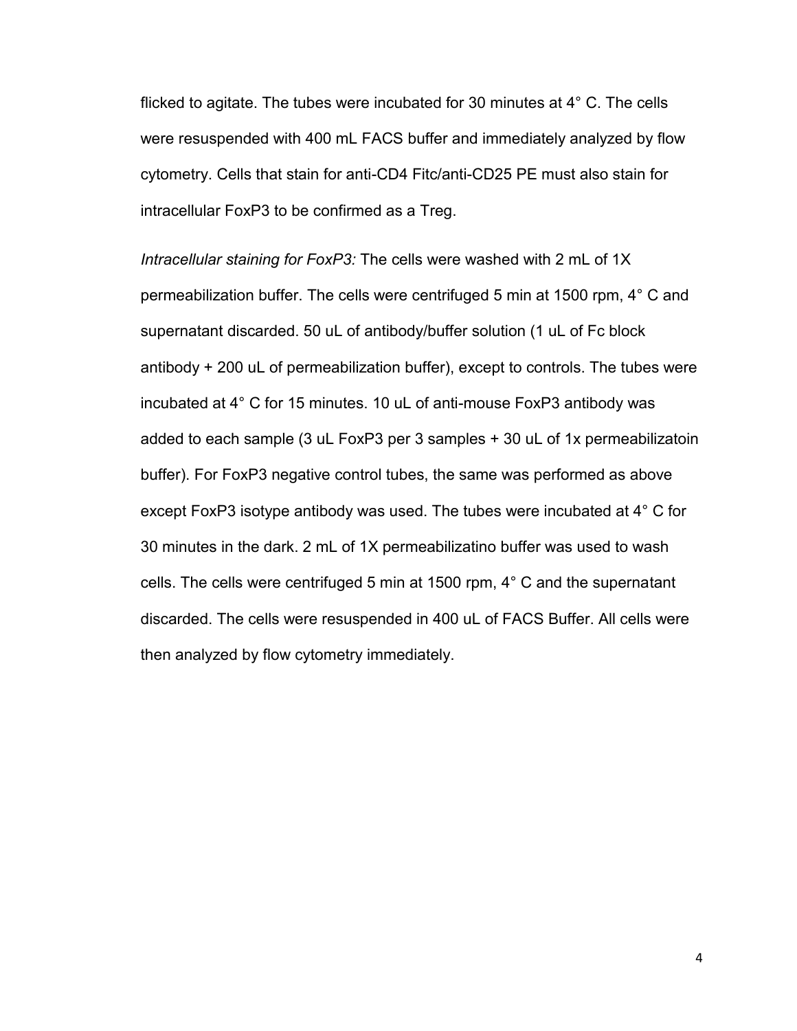flicked to agitate. The tubes were incubated for 30 minutes at 4° C. The cells were resuspended with 400 mL FACS buffer and immediately analyzed by flow cytometry. Cells that stain for anti-CD4 Fitc/anti-CD25 PE must also stain for intracellular FoxP3 to be confirmed as a Treg.

*Intracellular staining for FoxP3:* The cells were washed with 2 mL of 1X permeabilization buffer. The cells were centrifuged 5 min at 1500 rpm, 4° C and supernatant discarded. 50 uL of antibody/buffer solution (1 uL of Fc block antibody + 200 uL of permeabilization buffer), except to controls. The tubes were incubated at 4° C for 15 minutes. 10 uL of anti-mouse FoxP3 antibody was added to each sample (3 uL FoxP3 per 3 samples + 30 uL of 1x permeabilizatoin buffer). For FoxP3 negative control tubes, the same was performed as above except FoxP3 isotype antibody was used. The tubes were incubated at 4° C for 30 minutes in the dark. 2 mL of 1X permeabilizatino buffer was used to wash cells. The cells were centrifuged 5 min at 1500 rpm, 4° C and the supernatant discarded. The cells were resuspended in 400 uL of FACS Buffer. All cells were then analyzed by flow cytometry immediately.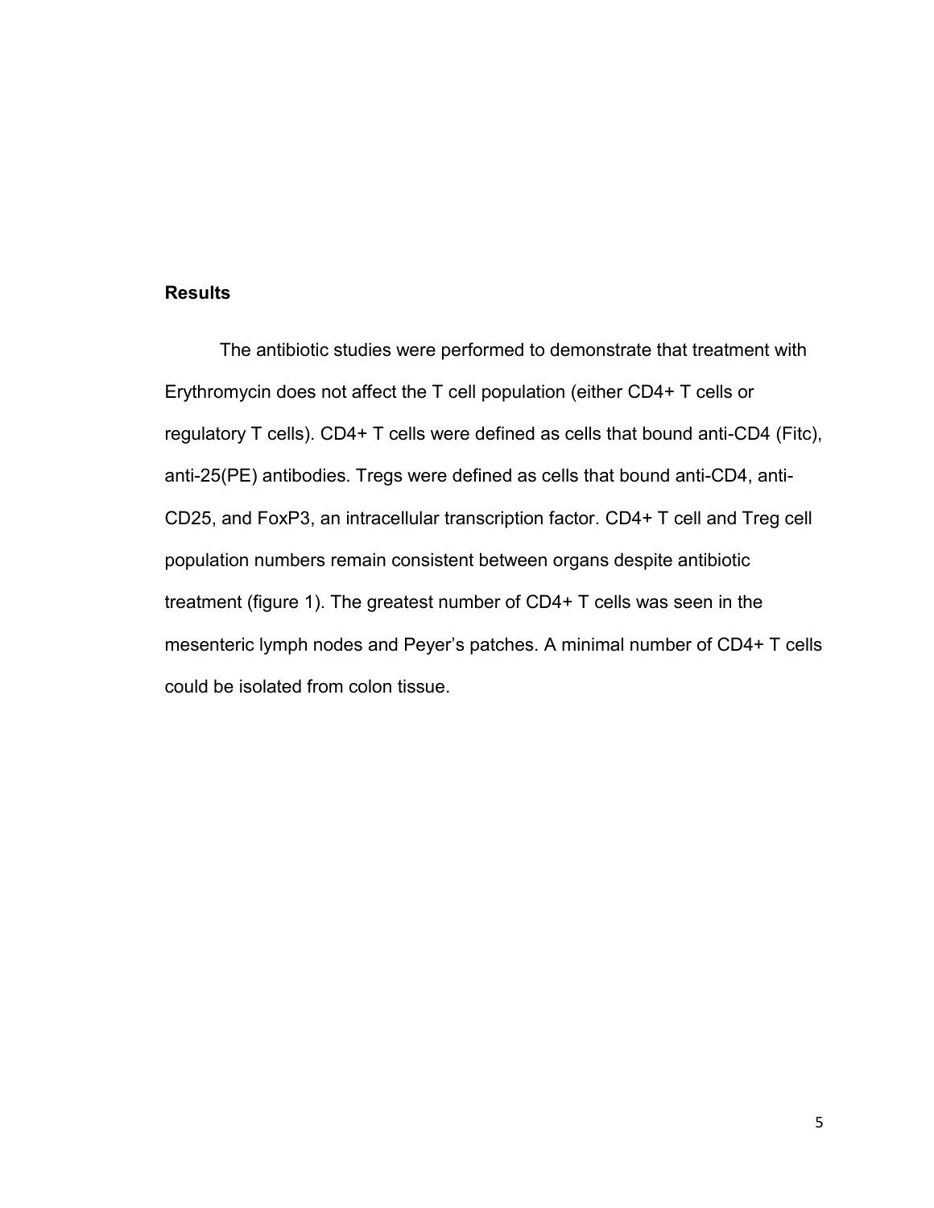## Results

The antibiotic studies were performed to demonstrate that treatment with Erythromycin does not affect the T cell population (either CD4+ T cells or regulatory T cells). CD4+ T cells were defined as cells that bound anti-CD4 (Fitc), anti-25(PE) antibodies. Tregs were defined as cells that bound anti-CD4, anti-CD25, and FoxP3, an intracellular transcription factor. CD4+ T cell and Treg cell population numbers remain consistent between organs despite antibiotic treatment (figure 1). The greatest number of CD4+ T cells was seen in the mesenteric lymph nodes and Peyer's patches. A minimal number of CD4+ T cells could be isolated from colon tissue.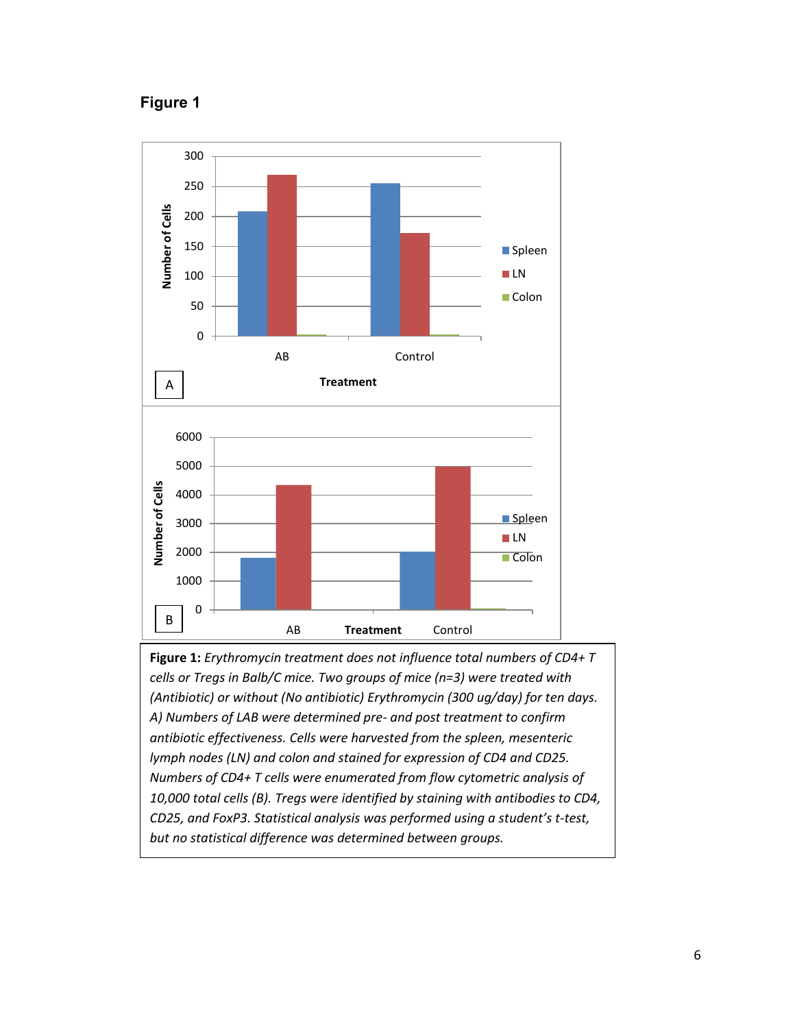**Figure 1**

**Figure 1:** *Erythromycin treatment does not influence total numbers of CD4+ T cells or Tregs in Balb/C mice. Two groups of mice (n=3) were treated with (Antibiotic) or without (No antibiotic) Erythromycin (300 ug/day) for ten days. A) Numbers of LAB were determined pre- and post treatment to confirm antibiotic effectiveness. Cells were harvested from the spleen, mesenteric lymph nodes (LN) and colon and stained for expression of CD4 and CD25. Numbers of CD4+ T cells were enumerated from flow cytometric analysis of 10,000 total cells (B). Tregs were identified by staining with antibodies to CD4, CD25, and FoxP3. Statistical analysis was performed using a student's t-test, but no statistical difference was determined between groups.*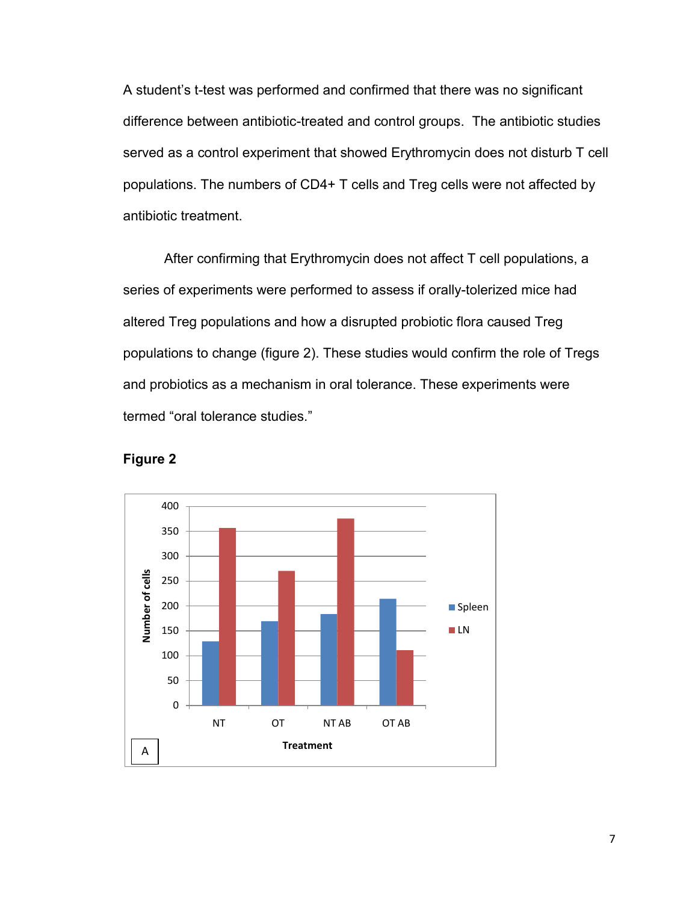A student's t-test was performed and confirmed that there was no significant difference between antibiotic-treated and control groups. The antibiotic studies served as a control experiment that showed Erythromycin does not disturb T cell populations. The numbers of CD4+ T cells and Treg cells were not affected by antibiotic treatment.

After confirming that Erythromycin does not affect T cell populations, a series of experiments were performed to assess if orally-tolerized mice had altered Treg populations and how a disrupted probiotic flora caused Treg populations to change (figure 2). These studies would confirm the role of Tregs and probiotics as a mechanism in oral tolerance. These experiments were termed "oral tolerance studies."

**Figure 2**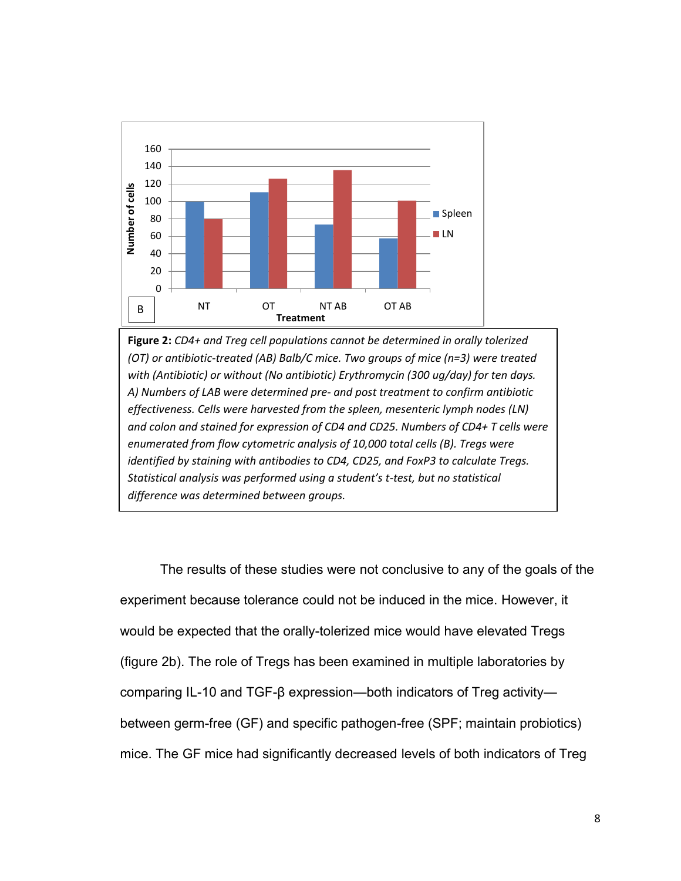**Figure 2:** *CD4+ and Treg cell populations cannot be determined in orally tolerized (OT) or antibiotic-treated (AB) Balb/C mice. Two groups of mice (n=3) were treated with (Antibiotic) or without (No antibiotic) Erythromycin (300 ug/day) for ten days. A) Numbers of LAB were determined pre- and post treatment to confirm antibiotic effectiveness. Cells were harvested from the spleen, mesenteric lymph nodes (LN) and colon and stained for expression of CD4 and CD25. Numbers of CD4+ T cells were enumerated from flow cytometric analysis of 10,000 total cells (B). Tregs were identified by staining with antibodies to CD4, CD25, and FoxP3 to calculate Tregs. Statistical analysis was performed using a student's t-test, but no statistical difference was determined between groups.*

The results of these studies were not conclusive to any of the goals of the experiment because tolerance could not be induced in the mice. However, it would be expected that the orally-tolerized mice would have elevated Tregs (figure 2b). The role of Tregs has been examined in multiple laboratories by comparing IL-10 and TGF-β expression—both indicators of Treg activity—between germ-free (GF) and specific pathogen-free (SPF; maintain probiotics) mice. The GF mice had significantly decreased levels of both indicators of Treg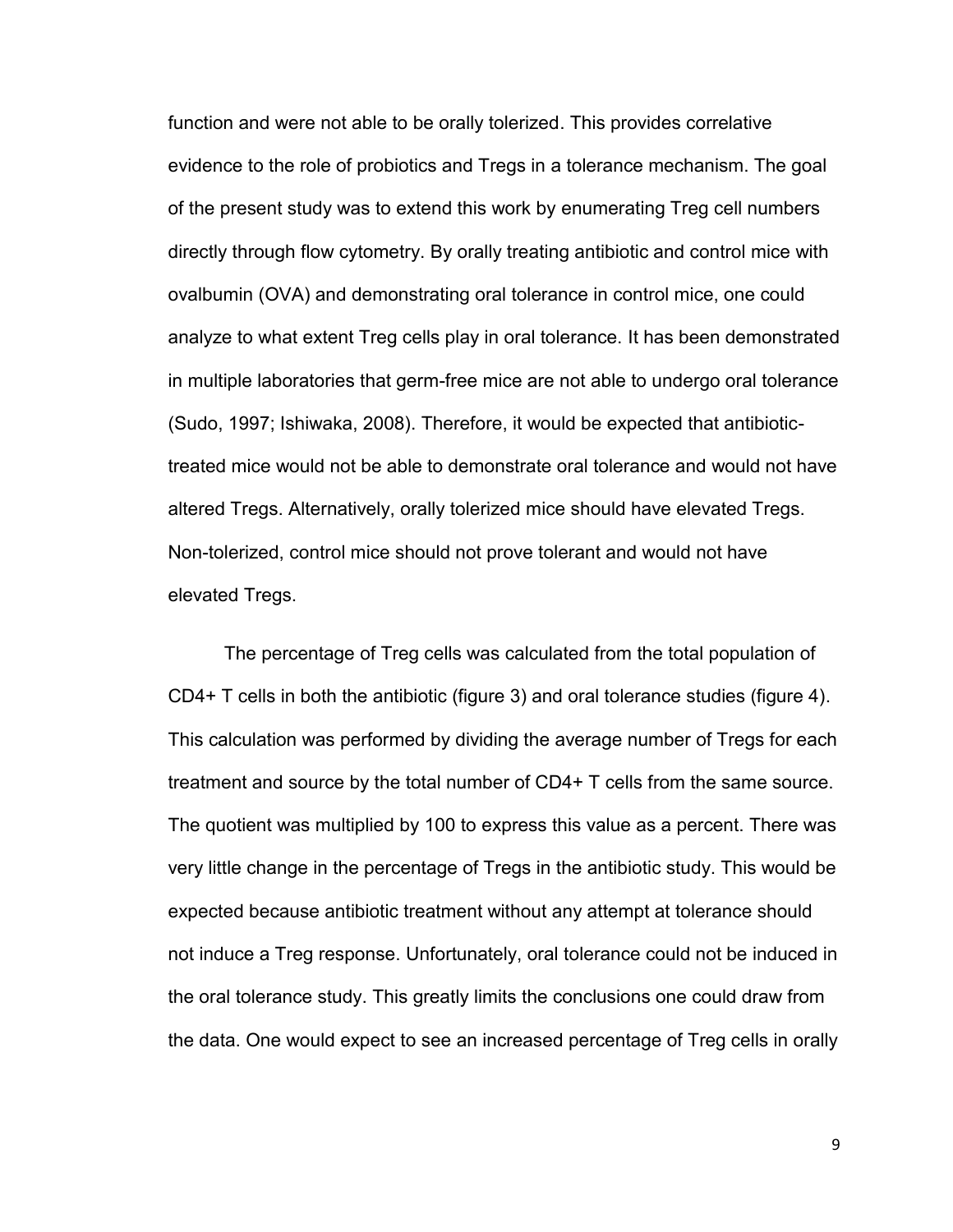function and were not able to be orally tolerized. This provides correlative evidence to the role of probiotics and Tregs in a tolerance mechanism. The goal of the present study was to extend this work by enumerating Treg cell numbers directly through flow cytometry. By orally treating antibiotic and control mice with ovalbumin (OVA) and demonstrating oral tolerance in control mice, one could analyze to what extent Treg cells play in oral tolerance. It has been demonstrated in multiple laboratories that germ-free mice are not able to undergo oral tolerance (Sudo, 1997; Ishiwaka, 2008). Therefore, it would be expected that antibiotic-treated mice would not be able to demonstrate oral tolerance and would not have altered Tregs. Alternatively, orally tolerized mice should have elevated Tregs. Non-tolerized, control mice should not prove tolerant and would not have elevated Tregs.

The percentage of Treg cells was calculated from the total population of CD4+ T cells in both the antibiotic (figure 3) and oral tolerance studies (figure 4). This calculation was performed by dividing the average number of Tregs for each treatment and source by the total number of CD4+ T cells from the same source. The quotient was multiplied by 100 to express this value as a percent. There was very little change in the percentage of Tregs in the antibiotic study. This would be expected because antibiotic treatment without any attempt at tolerance should not induce a Treg response. Unfortunately, oral tolerance could not be induced in the oral tolerance study. This greatly limits the conclusions one could draw from the data. One would expect to see an increased percentage of Treg cells in orally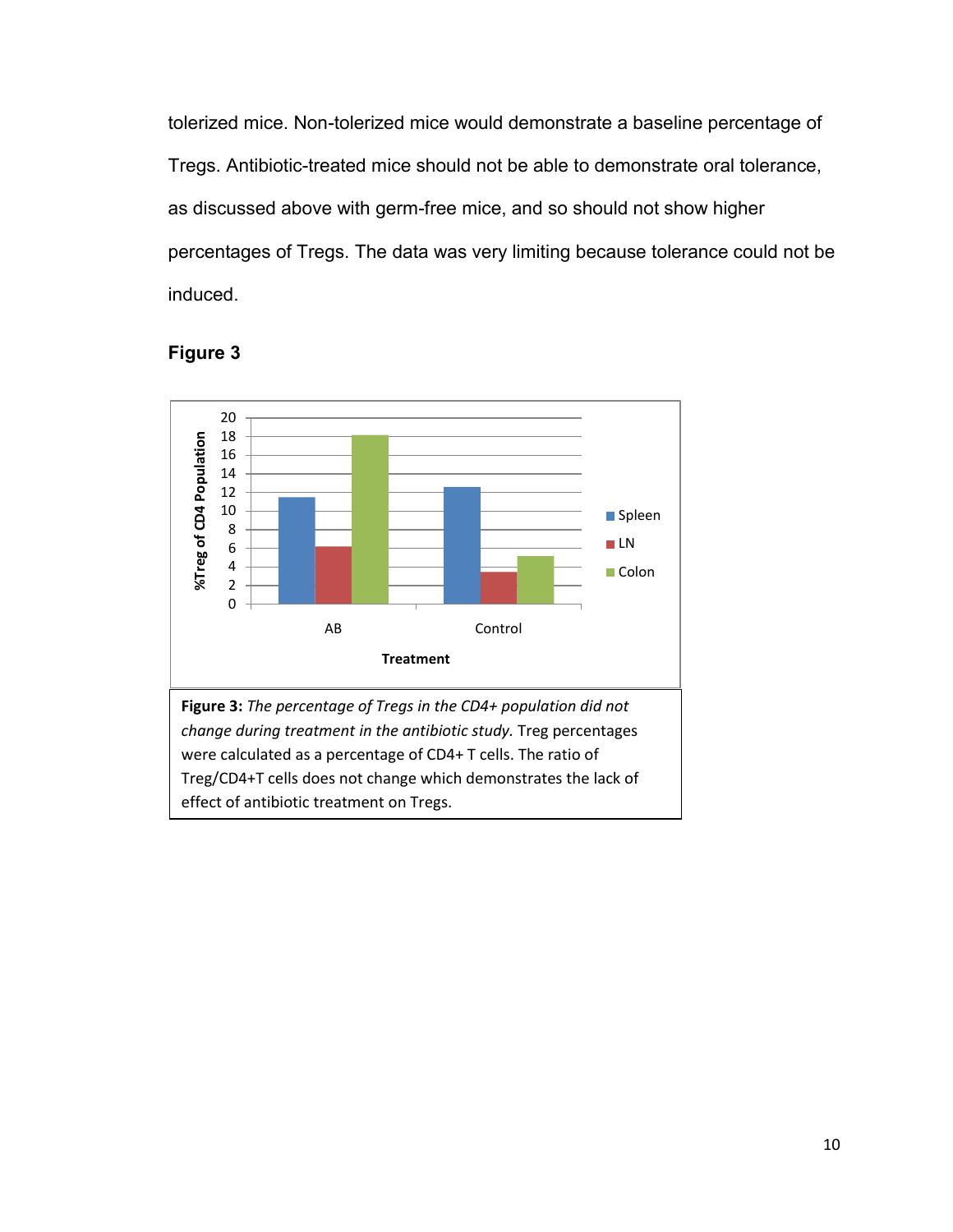tolerized mice. Non-tolerized mice would demonstrate a baseline percentage of Tregs. Antibiotic-treated mice should not be able to demonstrate oral tolerance, as discussed above with germ-free mice, and so should not show higher percentages of Tregs. The data was very limiting because tolerance could not be induced.

### Figure 3

**Figure 3:** *The percentage of Tregs in the CD4+ population did not change during treatment in the antibiotic study.* Treg percentages were calculated as a percentage of CD4+ T cells. The ratio of Treg/CD4+T cells does not change which demonstrates the lack of effect of antibiotic treatment on Tregs.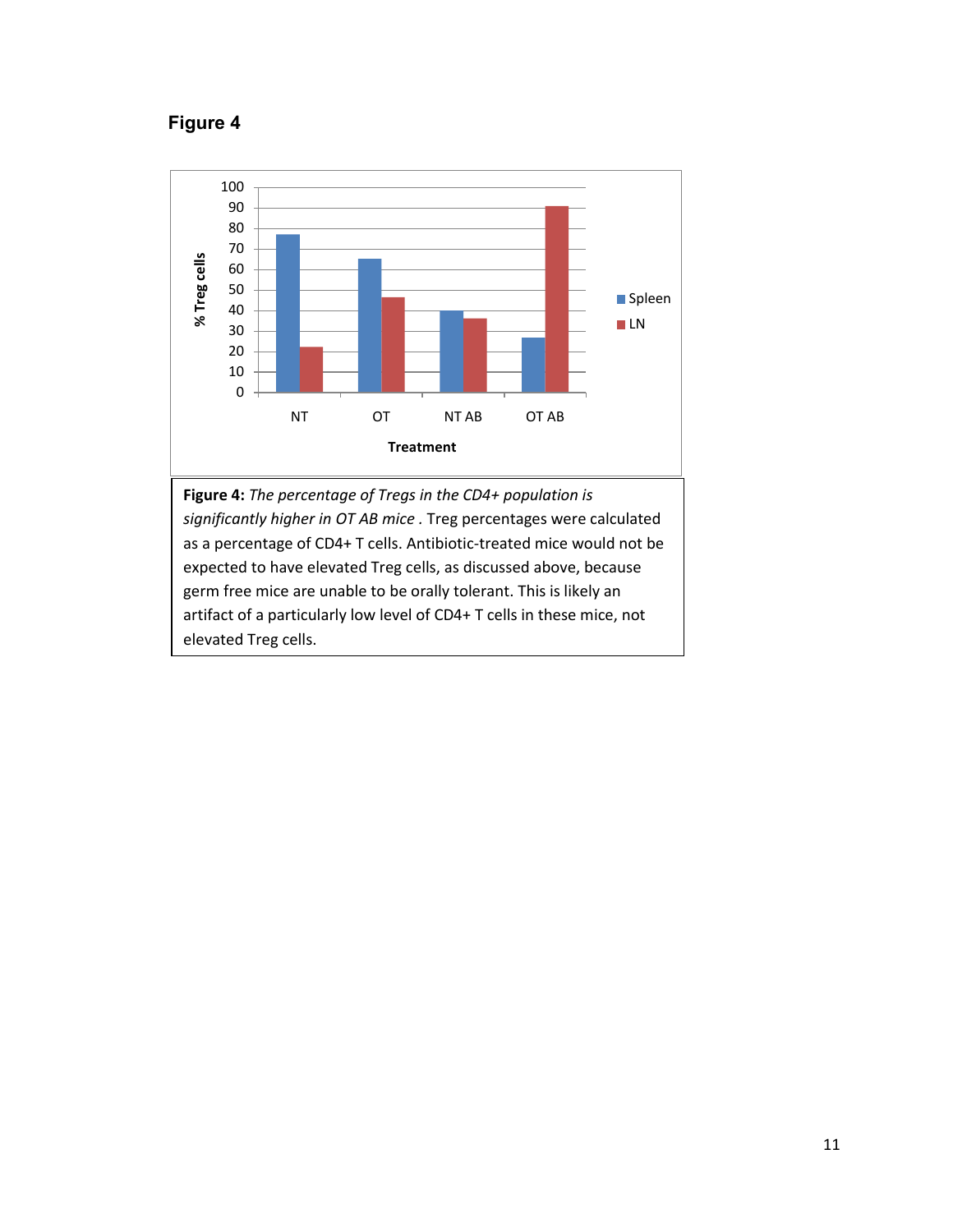## Figure 4

**Figure 4:** *The percentage of Tregs in the CD4+ population is significantly higher in OT AB mice* . Treg percentages were calculated as a percentage of CD4+ T cells. Antibiotic-treated mice would not be expected to have elevated Treg cells, as discussed above, because germ free mice are unable to be orally tolerant. This is likely an artifact of a particularly low level of CD4+ T cells in these mice, not elevated Treg cells.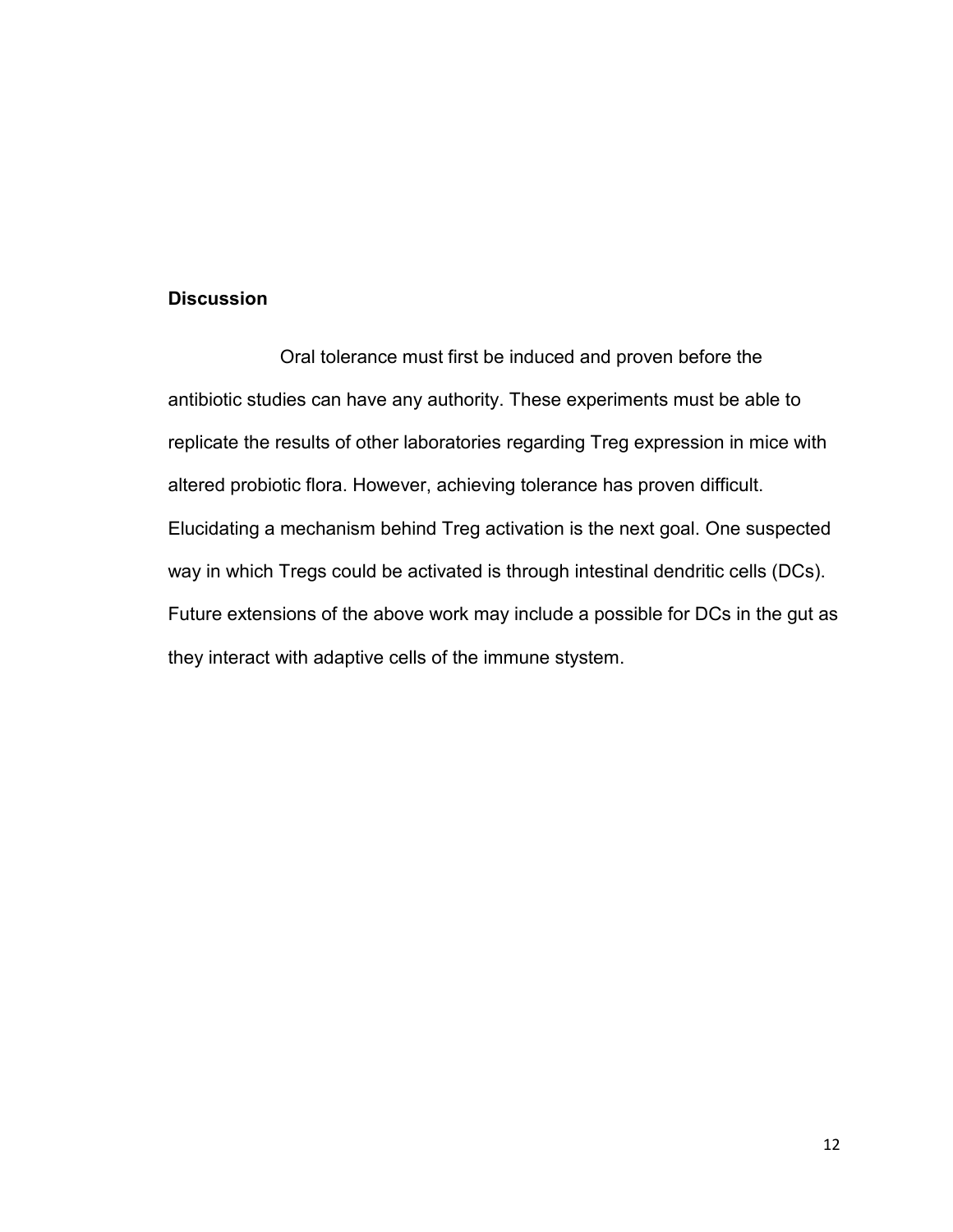**Discussion**

Oral tolerance must first be induced and proven before the antibiotic studies can have any authority. These experiments must be able to replicate the results of other laboratories regarding Treg expression in mice with altered probiotic flora. However, achieving tolerance has proven difficult. Elucidating a mechanism behind Treg activation is the next goal. One suspected way in which Tregs could be activated is through intestinal dendritic cells (DCs). Future extensions of the above work may include a possible for DCs in the gut as they interact with adaptive cells of the immune stystem.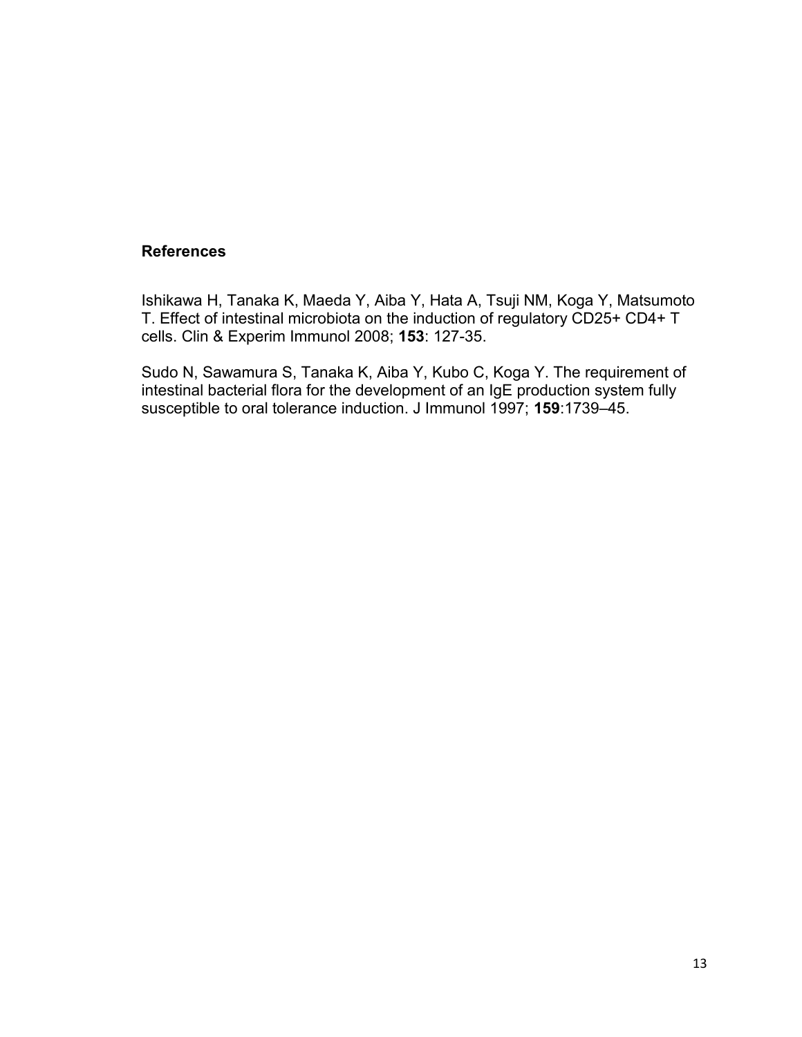**References**

Ishikawa H, Tanaka K, Maeda Y, Aiba Y, Hata A, Tsuji NM, Koga Y, Matsumoto T. Effect of intestinal microbiota on the induction of regulatory CD25+ CD4+ T cells. Clin & Experim Immunol 2008; **153**: 127-35.

Sudo N, Sawamura S, Tanaka K, Aiba Y, Kubo C, Koga Y. The requirement of intestinal bacterial flora for the development of an IgE production system fully susceptible to oral tolerance induction. J Immunol 1997; **159**:1739–45.